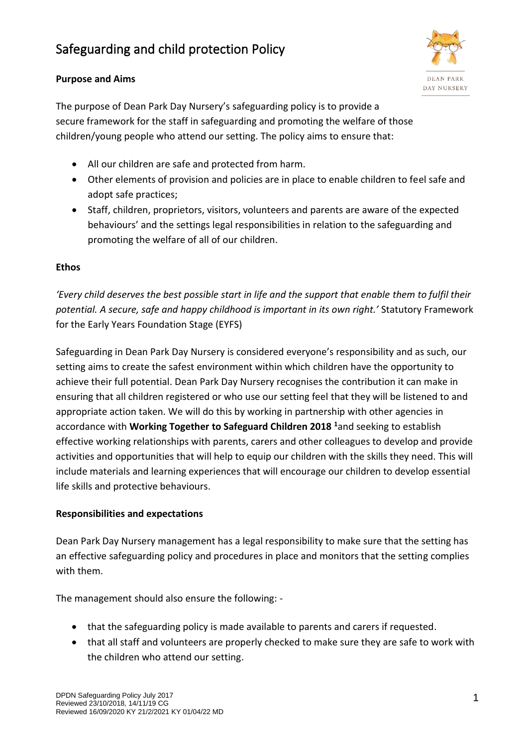# Safeguarding and child protection Policy

## Purpose and Aims

The purpose of Dean Park Day Nursery's safeguarding policy is to provide a secure framework for the staff in safeguarding and promoting the welfare of those children/young people who attend our setting. The policy aims to ensure that:

- All our children are safe and protected from harm.
- Other elements of provision and policies are in place to enable children to feel safe and adopt safe practices;
- Staff, children, proprietors, visitors, volunteers and parents are aware of the expected behaviours' and the settings legal responsibilities in relation to the safeguarding and promoting the welfare of all of our children.

## Ethos

*'Every child deserves the best possible start in life and the support that enable them to fulfil their potential. A secure, safe and happy childhood is important in its own right.'* Statutory Framework for the Early Years Foundation Stage (EYFS)

Safeguarding in Dean Park Day Nursery is considered everyone's responsibility and as such, our setting aims to create the safest environment within which children have the opportunity to achieve their full potential. Dean Park Day Nursery recognises the contribution it can make in ensuring that all children registered or who use our setting feel that they will be listened to and appropriate action taken. We will do this by working in partnership with other agencies in accordance with **Working Together to Safeguard Children 2018** [1] and seeking to establish effective working relationships with parents, carers and other colleagues to develop and provide activities and opportunities that will help to equip our children with the skills they need. This will include materials and learning experiences that will encourage our children to develop essential life skills and protective behaviours.

## Responsibilities and expectations

Dean Park Day Nursery management has a legal responsibility to make sure that the setting has an effective safeguarding policy and procedures in place and monitors that the setting complies with them.

The management should also ensure the following: -

- that the safeguarding policy is made available to parents and carers if requested.
- that all staff and volunteers are properly checked to make sure they are safe to work with the children who attend our setting.

DPDN Safeguarding Policy July 2017
Reviewed 23/10/2018, 14/11/19 CG
Reviewed 16/09/2020 KY 21/2/2021 KY 01/04/22 MD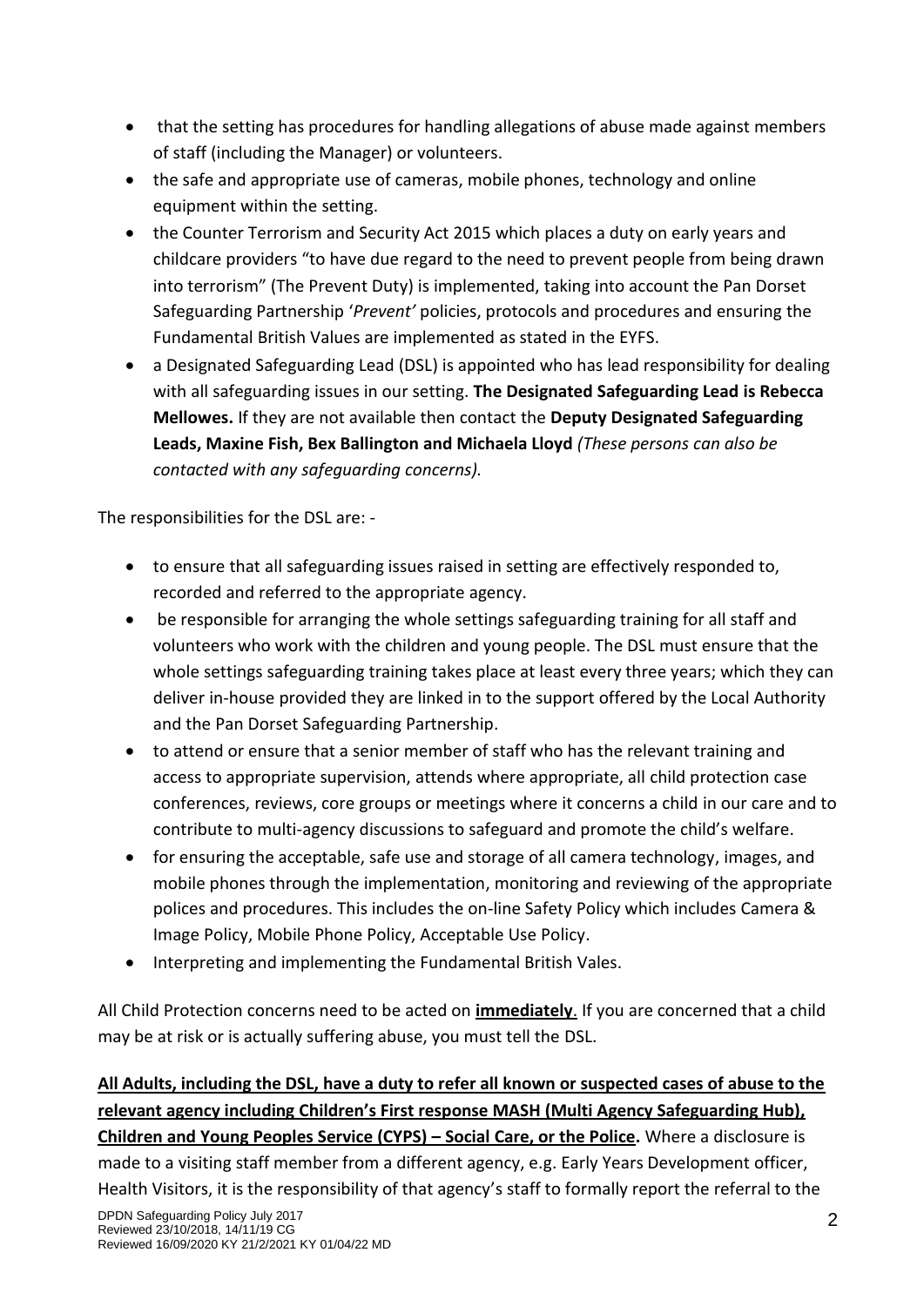- that the setting has procedures for handling allegations of abuse made against members of staff (including the Manager) or volunteers.
- the safe and appropriate use of cameras, mobile phones, technology and online equipment within the setting.
- the Counter Terrorism and Security Act 2015 which places a duty on early years and childcare providers "to have due regard to the need to prevent people from being drawn into terrorism" (The Prevent Duty) is implemented, taking into account the Pan Dorset Safeguarding Partnership '*Prevent'* policies, protocols and procedures and ensuring the Fundamental British Values are implemented as stated in the EYFS.
- a Designated Safeguarding Lead (DSL) is appointed who has lead responsibility for dealing with all safeguarding issues in our setting. **The Designated Safeguarding Lead is Rebecca Mellowes.** If they are not available then contact the **Deputy Designated Safeguarding Leads, Maxine Fish, Bex Ballington and Michaela Lloyd** *(These persons can also be contacted with any safeguarding concerns).*

The responsibilities for the DSL are: -

- to ensure that all safeguarding issues raised in setting are effectively responded to, recorded and referred to the appropriate agency.
- be responsible for arranging the whole settings safeguarding training for all staff and volunteers who work with the children and young people. The DSL must ensure that the whole settings safeguarding training takes place at least every three years; which they can deliver in-house provided they are linked in to the support offered by the Local Authority and the Pan Dorset Safeguarding Partnership.
- to attend or ensure that a senior member of staff who has the relevant training and access to appropriate supervision, attends where appropriate, all child protection case conferences, reviews, core groups or meetings where it concerns a child in our care and to contribute to multi-agency discussions to safeguard and promote the child's welfare.
- for ensuring the acceptable, safe use and storage of all camera technology, images, and mobile phones through the implementation, monitoring and reviewing of the appropriate polices and procedures. This includes the on-line Safety Policy which includes Camera & Image Policy, Mobile Phone Policy, Acceptable Use Policy.
- Interpreting and implementing the Fundamental British Vales.

All Child Protection concerns need to be acted on **immediately**. If you are concerned that a child may be at risk or is actually suffering abuse, you must tell the DSL.

**All Adults, including the DSL, have a duty to refer all known or suspected cases of abuse to the relevant agency including Children's First response MASH (Multi Agency Safeguarding Hub), Children and Young Peoples Service (CYPS) – Social Care, or the Police.** Where a disclosure is made to a visiting staff member from a different agency, e.g. Early Years Development officer, Health Visitors, it is the responsibility of that agency's staff to formally report the referral to the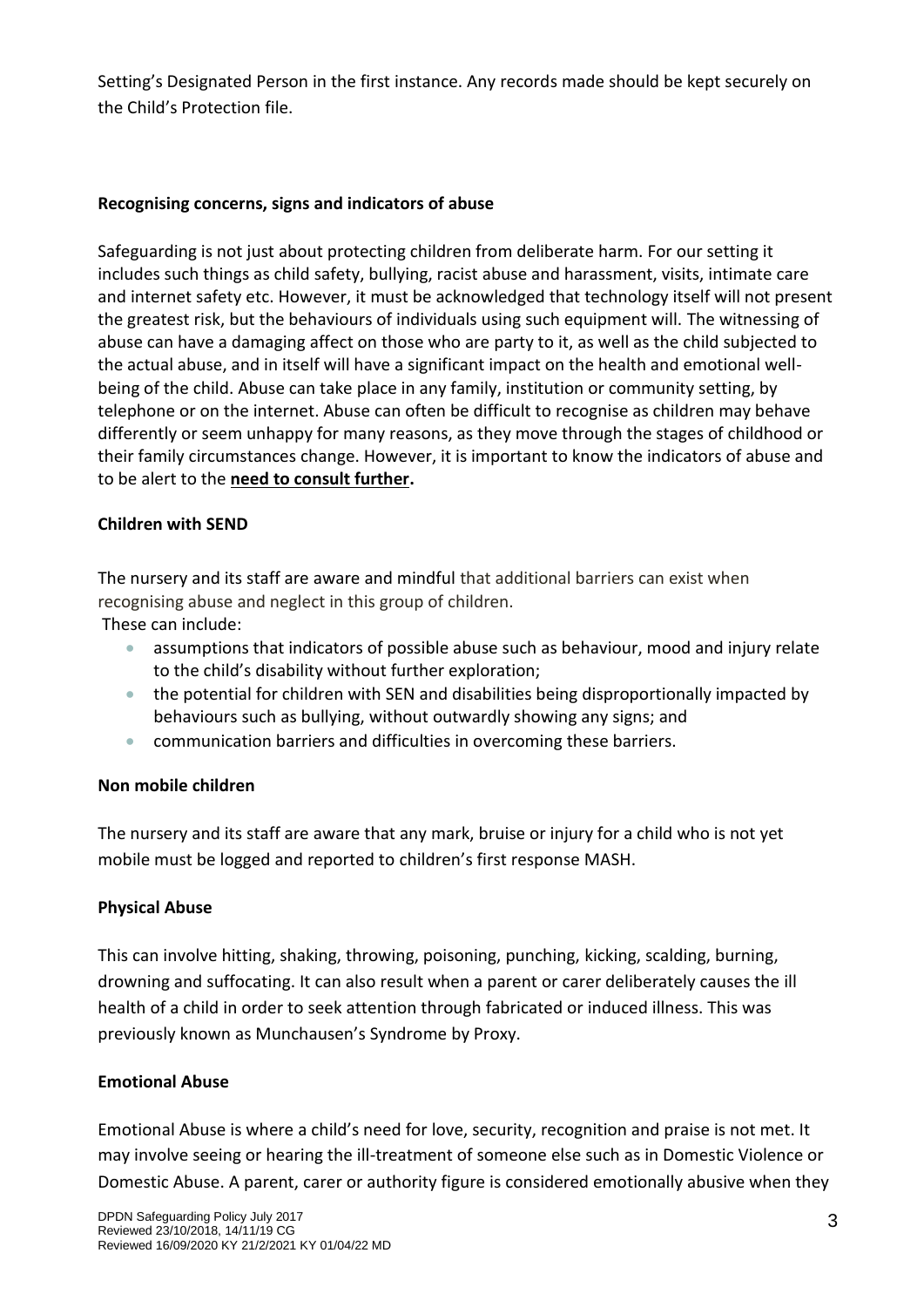Setting's Designated Person in the first instance. Any records made should be kept securely on the Child's Protection file.

**Recognising concerns, signs and indicators of abuse**

Safeguarding is not just about protecting children from deliberate harm. For our setting it includes such things as child safety, bullying, racist abuse and harassment, visits, intimate care and internet safety etc. However, it must be acknowledged that technology itself will not present the greatest risk, but the behaviours of individuals using such equipment will. The witnessing of abuse can have a damaging affect on those who are party to it, as well as the child subjected to the actual abuse, and in itself will have a significant impact on the health and emotional well-being of the child. Abuse can take place in any family, institution or community setting, by telephone or on the internet. Abuse can often be difficult to recognise as children may behave differently or seem unhappy for many reasons, as they move through the stages of childhood or their family circumstances change. However, it is important to know the indicators of abuse and to be alert to the **need to consult further.**

**Children with SEND**

The nursery and its staff are aware and mindful that additional barriers can exist when recognising abuse and neglect in this group of children.

These can include:

- assumptions that indicators of possible abuse such as behaviour, mood and injury relate to the child's disability without further exploration;
- the potential for children with SEN and disabilities being disproportionally impacted by behaviours such as bullying, without outwardly showing any signs; and
- communication barriers and difficulties in overcoming these barriers.

**Non mobile children**

The nursery and its staff are aware that any mark, bruise or injury for a child who is not yet mobile must be logged and reported to children's first response MASH.

**Physical Abuse**

This can involve hitting, shaking, throwing, poisoning, punching, kicking, scalding, burning, drowning and suffocating. It can also result when a parent or carer deliberately causes the ill health of a child in order to seek attention through fabricated or induced illness. This was previously known as Munchausen's Syndrome by Proxy.

**Emotional Abuse**

Emotional Abuse is where a child's need for love, security, recognition and praise is not met. It may involve seeing or hearing the ill-treatment of someone else such as in Domestic Violence or Domestic Abuse. A parent, carer or authority figure is considered emotionally abusive when they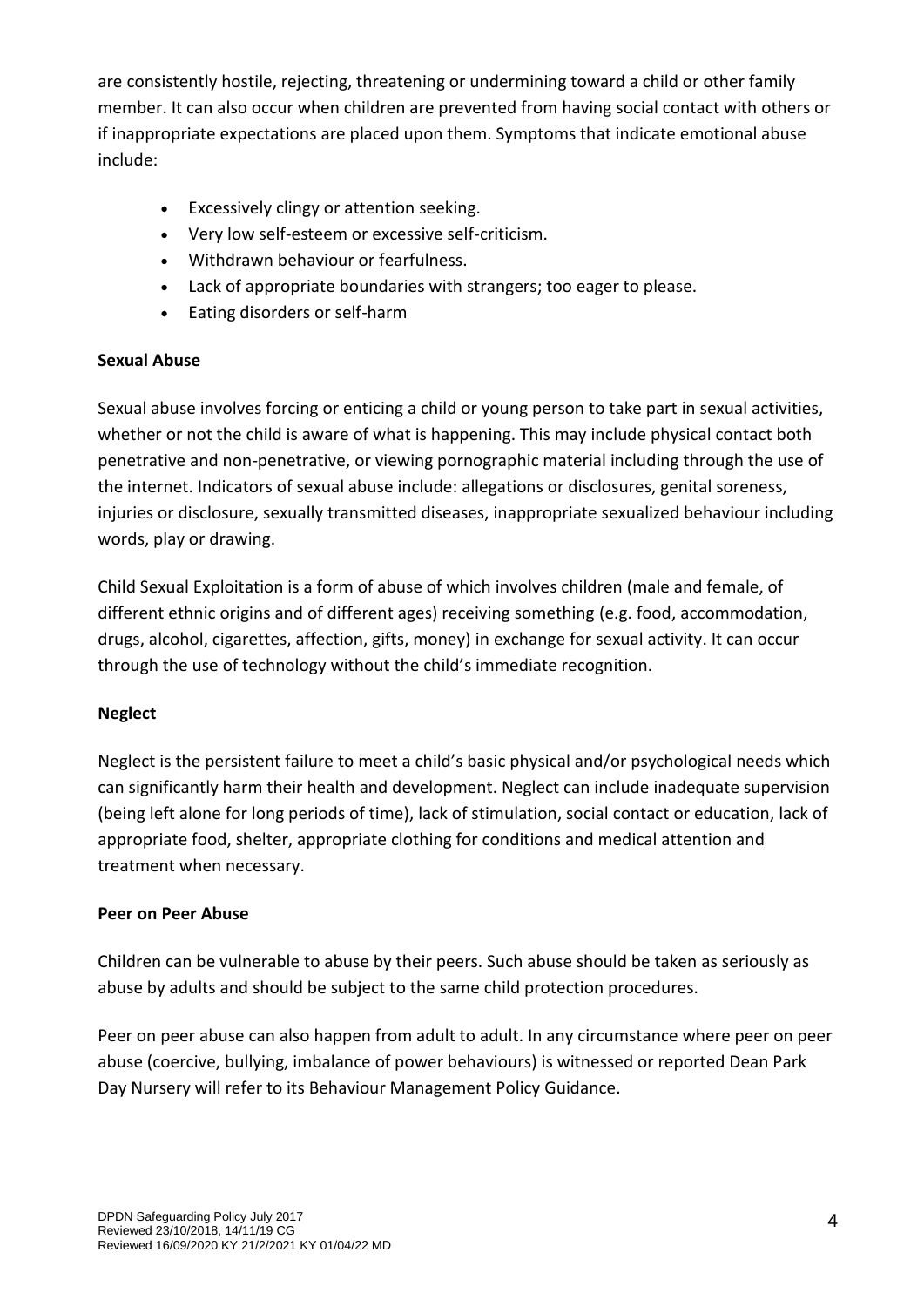are consistently hostile, rejecting, threatening or undermining toward a child or other family member. It can also occur when children are prevented from having social contact with others or if inappropriate expectations are placed upon them. Symptoms that indicate emotional abuse include:

- Excessively clingy or attention seeking.
- Very low self-esteem or excessive self-criticism.
- Withdrawn behaviour or fearfulness.
- Lack of appropriate boundaries with strangers; too eager to please.
- Eating disorders or self-harm

**Sexual Abuse**

Sexual abuse involves forcing or enticing a child or young person to take part in sexual activities, whether or not the child is aware of what is happening. This may include physical contact both penetrative and non-penetrative, or viewing pornographic material including through the use of the internet. Indicators of sexual abuse include: allegations or disclosures, genital soreness, injuries or disclosure, sexually transmitted diseases, inappropriate sexualized behaviour including words, play or drawing.

Child Sexual Exploitation is a form of abuse of which involves children (male and female, of different ethnic origins and of different ages) receiving something (e.g. food, accommodation, drugs, alcohol, cigarettes, affection, gifts, money) in exchange for sexual activity. It can occur through the use of technology without the child's immediate recognition.

**Neglect**

Neglect is the persistent failure to meet a child's basic physical and/or psychological needs which can significantly harm their health and development. Neglect can include inadequate supervision (being left alone for long periods of time), lack of stimulation, social contact or education, lack of appropriate food, shelter, appropriate clothing for conditions and medical attention and treatment when necessary.

**Peer on Peer Abuse**

Children can be vulnerable to abuse by their peers. Such abuse should be taken as seriously as abuse by adults and should be subject to the same child protection procedures.

Peer on peer abuse can also happen from adult to adult. In any circumstance where peer on peer abuse (coercive, bullying, imbalance of power behaviours) is witnessed or reported Dean Park Day Nursery will refer to its Behaviour Management Policy Guidance.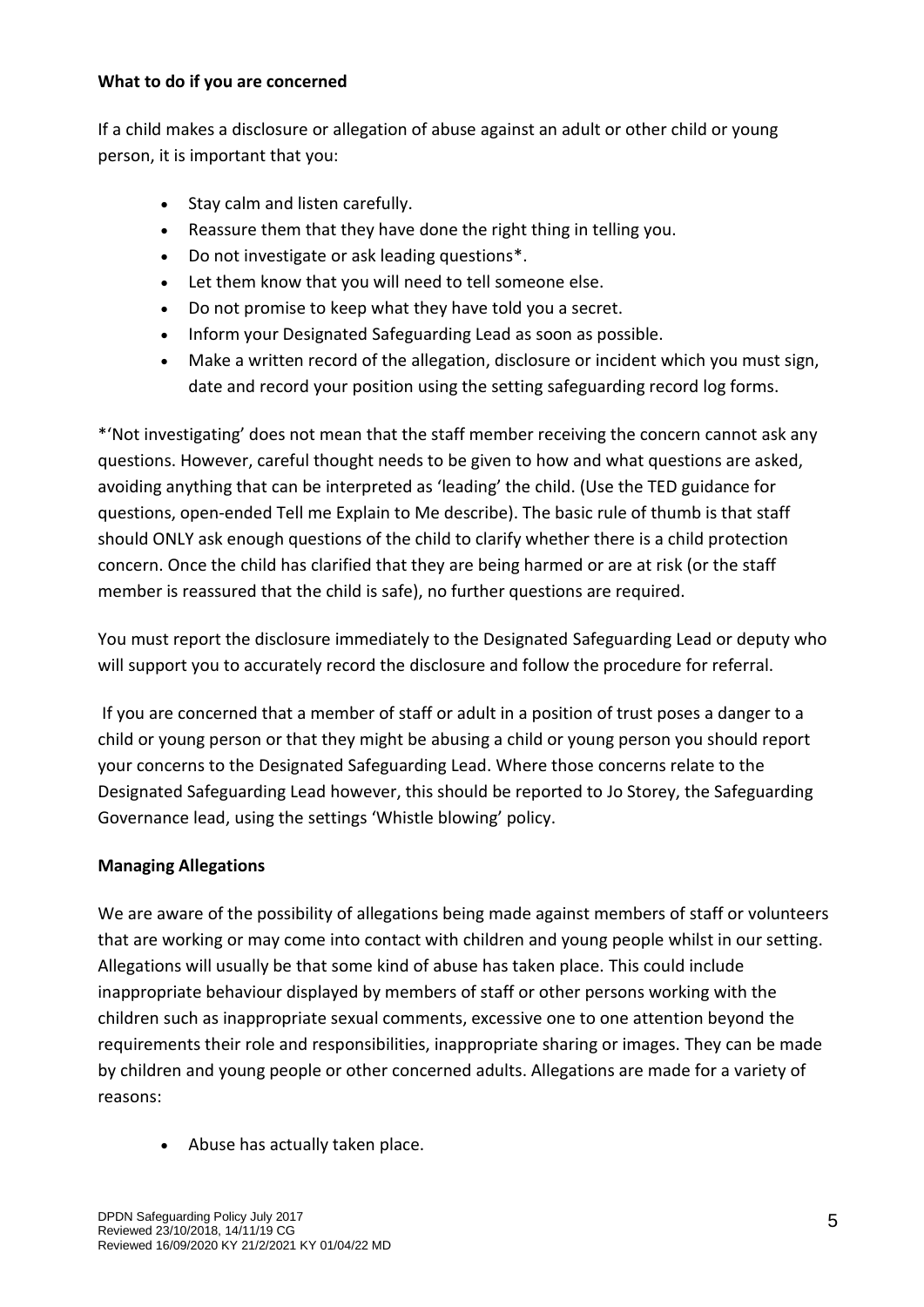**What to do if you are concerned**

If a child makes a disclosure or allegation of abuse against an adult or other child or young person, it is important that you:

- Stay calm and listen carefully.
- Reassure them that they have done the right thing in telling you.
- Do not investigate or ask leading questions*.
- Let them know that you will need to tell someone else.
- Do not promise to keep what they have told you a secret.
- Inform your Designated Safeguarding Lead as soon as possible.
- Make a written record of the allegation, disclosure or incident which you must sign, date and record your position using the setting safeguarding record log forms.

*'Not investigating' does not mean that the staff member receiving the concern cannot ask any questions. However, careful thought needs to be given to how and what questions are asked, avoiding anything that can be interpreted as 'leading' the child. (Use the TED guidance for questions, open-ended Tell me Explain to Me describe). The basic rule of thumb is that staff should ONLY ask enough questions of the child to clarify whether there is a child protection concern. Once the child has clarified that they are being harmed or are at risk (or the staff member is reassured that the child is safe), no further questions are required.

You must report the disclosure immediately to the Designated Safeguarding Lead or deputy who will support you to accurately record the disclosure and follow the procedure for referral.

If you are concerned that a member of staff or adult in a position of trust poses a danger to a child or young person or that they might be abusing a child or young person you should report your concerns to the Designated Safeguarding Lead. Where those concerns relate to the Designated Safeguarding Lead however, this should be reported to Jo Storey, the Safeguarding Governance lead, using the settings 'Whistle blowing' policy.

**Managing Allegations**

We are aware of the possibility of allegations being made against members of staff or volunteers that are working or may come into contact with children and young people whilst in our setting. Allegations will usually be that some kind of abuse has taken place. This could include inappropriate behaviour displayed by members of staff or other persons working with the children such as inappropriate sexual comments, excessive one to one attention beyond the requirements their role and responsibilities, inappropriate sharing or images. They can be made by children and young people or other concerned adults. Allegations are made for a variety of reasons:

- Abuse has actually taken place.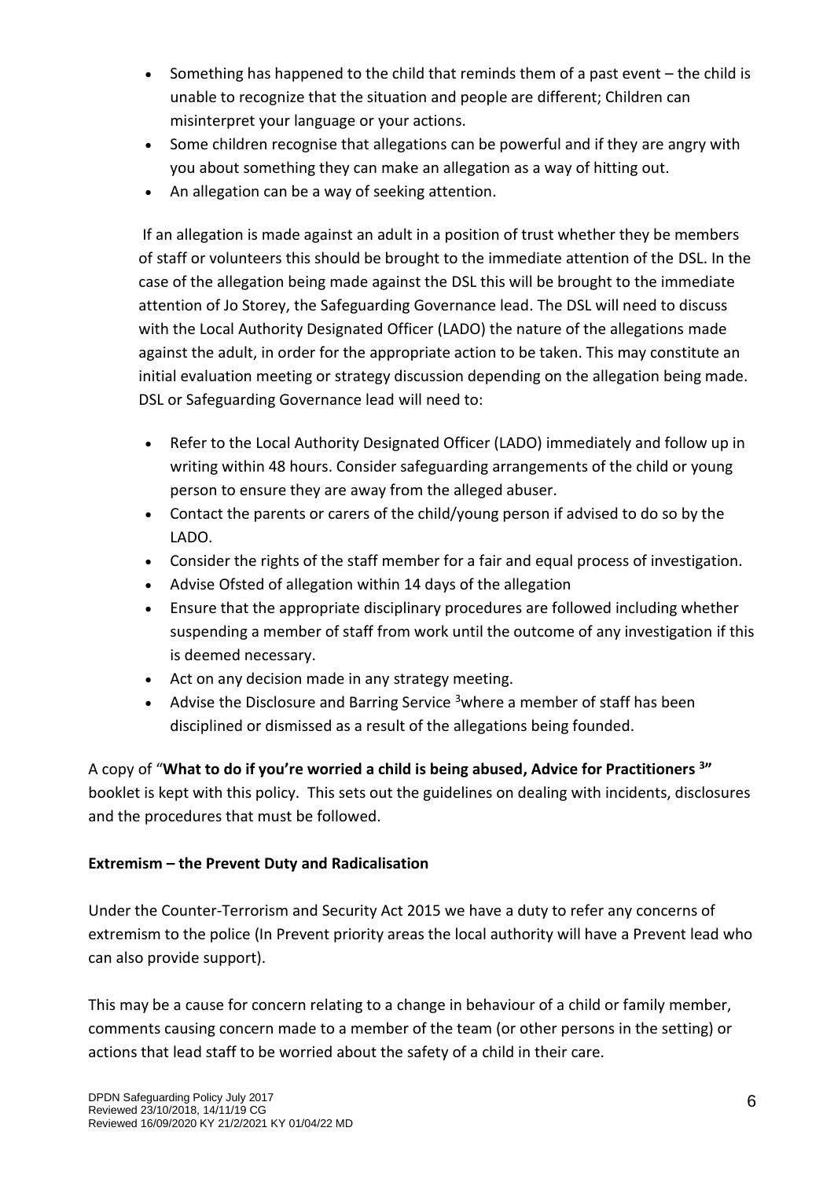- Something has happened to the child that reminds them of a past event – the child is unable to recognize that the situation and people are different; Children can misinterpret your language or your actions.
- Some children recognise that allegations can be powerful and if they are angry with you about something they can make an allegation as a way of hitting out.
- An allegation can be a way of seeking attention.

If an allegation is made against an adult in a position of trust whether they be members of staff or volunteers this should be brought to the immediate attention of the DSL. In the case of the allegation being made against the DSL this will be brought to the immediate attention of Jo Storey, the Safeguarding Governance lead. The DSL will need to discuss with the Local Authority Designated Officer (LADO) the nature of the allegations made against the adult, in order for the appropriate action to be taken. This may constitute an initial evaluation meeting or strategy discussion depending on the allegation being made. DSL or Safeguarding Governance lead will need to:

- Refer to the Local Authority Designated Officer (LADO) immediately and follow up in writing within 48 hours. Consider safeguarding arrangements of the child or young person to ensure they are away from the alleged abuser.
- Contact the parents or carers of the child/young person if advised to do so by the LADO.
- Consider the rights of the staff member for a fair and equal process of investigation.
- Advise Ofsted of allegation within 14 days of the allegation
- Ensure that the appropriate disciplinary procedures are followed including whether suspending a member of staff from work until the outcome of any investigation if this is deemed necessary.
- Act on any decision made in any strategy meeting.
- Advise the Disclosure and Barring Service [3] where a member of staff has been disciplined or dismissed as a result of the allegations being founded.

A copy of "**What to do if you're worried a child is being abused, Advice for Practitioners [3]"** booklet is kept with this policy. This sets out the guidelines on dealing with incidents, disclosures and the procedures that must be followed.

**Extremism – the Prevent Duty and Radicalisation**

Under the Counter-Terrorism and Security Act 2015 we have a duty to refer any concerns of extremism to the police (In Prevent priority areas the local authority will have a Prevent lead who can also provide support).

This may be a cause for concern relating to a change in behaviour of a child or family member, comments causing concern made to a member of the team (or other persons in the setting) or actions that lead staff to be worried about the safety of a child in their care.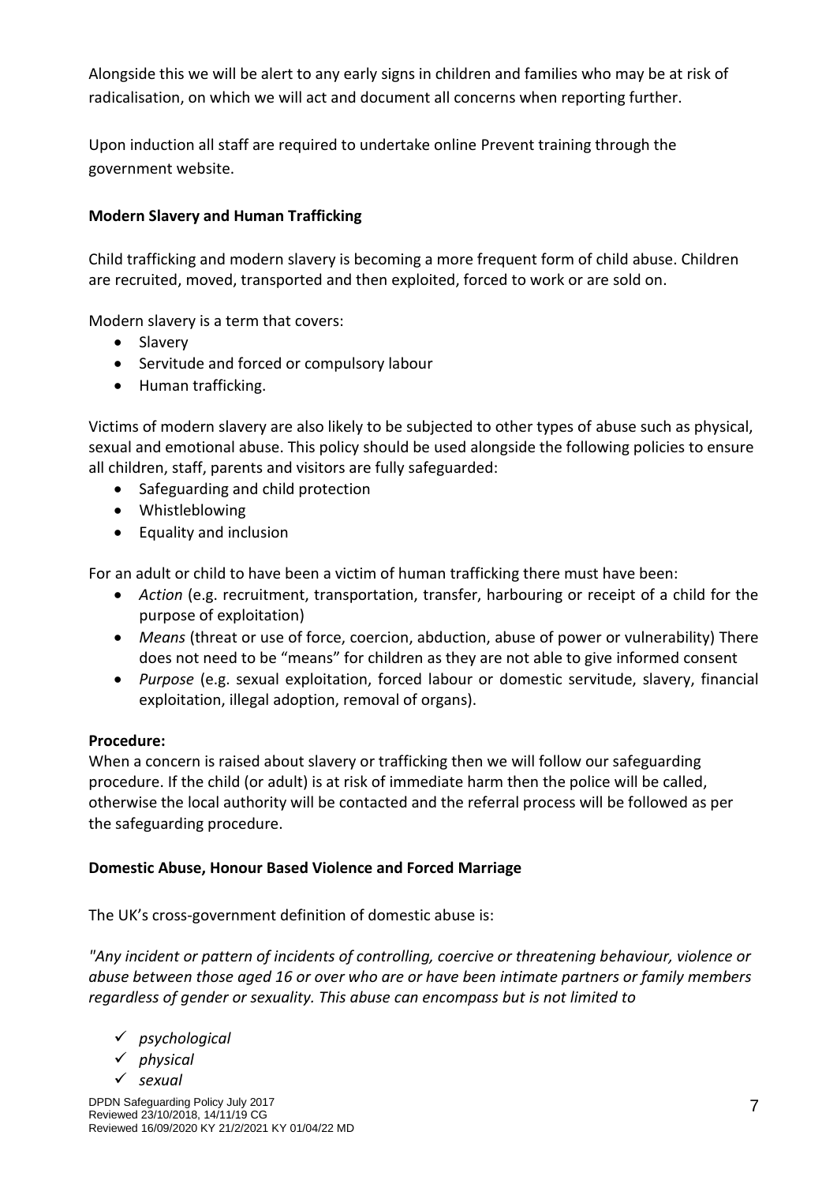Alongside this we will be alert to any early signs in children and families who may be at risk of radicalisation, on which we will act and document all concerns when reporting further.

Upon induction all staff are required to undertake online Prevent training through the government website.

**Modern Slavery and Human Trafficking**

Child trafficking and modern slavery is becoming a more frequent form of child abuse. Children are recruited, moved, transported and then exploited, forced to work or are sold on.

Modern slavery is a term that covers:

- Slavery
- Servitude and forced or compulsory labour
- Human trafficking.

Victims of modern slavery are also likely to be subjected to other types of abuse such as physical, sexual and emotional abuse. This policy should be used alongside the following policies to ensure all children, staff, parents and visitors are fully safeguarded:

- Safeguarding and child protection
- Whistleblowing
- Equality and inclusion

For an adult or child to have been a victim of human trafficking there must have been:

- *Action* (e.g. recruitment, transportation, transfer, harbouring or receipt of a child for the purpose of exploitation)
- *Means* (threat or use of force, coercion, abduction, abuse of power or vulnerability) There does not need to be "means" for children as they are not able to give informed consent
- *Purpose* (e.g. sexual exploitation, forced labour or domestic servitude, slavery, financial exploitation, illegal adoption, removal of organs).

**Procedure:**
When a concern is raised about slavery or trafficking then we will follow our safeguarding procedure. If the child (or adult) is at risk of immediate harm then the police will be called, otherwise the local authority will be contacted and the referral process will be followed as per the safeguarding procedure.

**Domestic Abuse, Honour Based Violence and Forced Marriage**

The UK's cross-government definition of domestic abuse is:

*"Any incident or pattern of incidents of controlling, coercive or threatening behaviour, violence or abuse between those aged 16 or over who are or have been intimate partners or family members regardless of gender or sexuality. This abuse can encompass but is not limited to*

- ✓ *psychological*
- ✓ *physical*
- ✓ *sexual*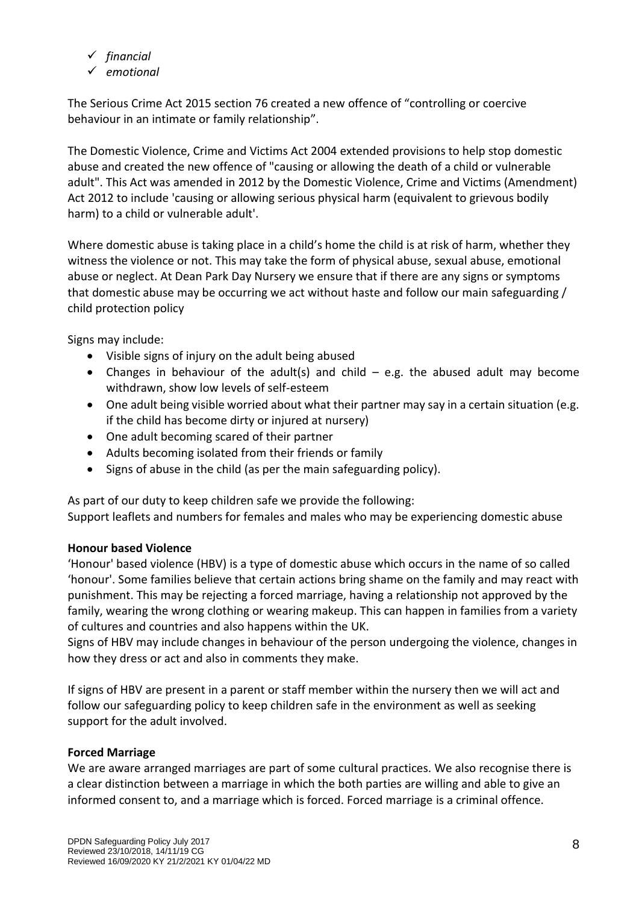- ✓ *financial*
- ✓ *emotional*

The Serious Crime Act 2015 section 76 created a new offence of "controlling or coercive behaviour in an intimate or family relationship".

The Domestic Violence, Crime and Victims Act 2004 extended provisions to help stop domestic abuse and created the new offence of "causing or allowing the death of a child or vulnerable adult". This Act was amended in 2012 by the Domestic Violence, Crime and Victims (Amendment) Act 2012 to include 'causing or allowing serious physical harm (equivalent to grievous bodily harm) to a child or vulnerable adult'.

Where domestic abuse is taking place in a child's home the child is at risk of harm, whether they witness the violence or not. This may take the form of physical abuse, sexual abuse, emotional abuse or neglect. At Dean Park Day Nursery we ensure that if there are any signs or symptoms that domestic abuse may be occurring we act without haste and follow our main safeguarding / child protection policy

Signs may include:

- Visible signs of injury on the adult being abused
- Changes in behaviour of the adult(s) and child – e.g. the abused adult may become withdrawn, show low levels of self-esteem
- One adult being visible worried about what their partner may say in a certain situation (e.g. if the child has become dirty or injured at nursery)
- One adult becoming scared of their partner
- Adults becoming isolated from their friends or family
- Signs of abuse in the child (as per the main safeguarding policy).

As part of our duty to keep children safe we provide the following:
Support leaflets and numbers for females and males who may be experiencing domestic abuse

**Honour based Violence**

'Honour' based violence (HBV) is a type of domestic abuse which occurs in the name of so called 'honour'. Some families believe that certain actions bring shame on the family and may react with punishment. This may be rejecting a forced marriage, having a relationship not approved by the family, wearing the wrong clothing or wearing makeup. This can happen in families from a variety of cultures and countries and also happens within the UK.
Signs of HBV may include changes in behaviour of the person undergoing the violence, changes in how they dress or act and also in comments they make.

If signs of HBV are present in a parent or staff member within the nursery then we will act and follow our safeguarding policy to keep children safe in the environment as well as seeking support for the adult involved.

**Forced Marriage**

We are aware arranged marriages are part of some cultural practices. We also recognise there is a clear distinction between a marriage in which the both parties are willing and able to give an informed consent to, and a marriage which is forced. Forced marriage is a criminal offence.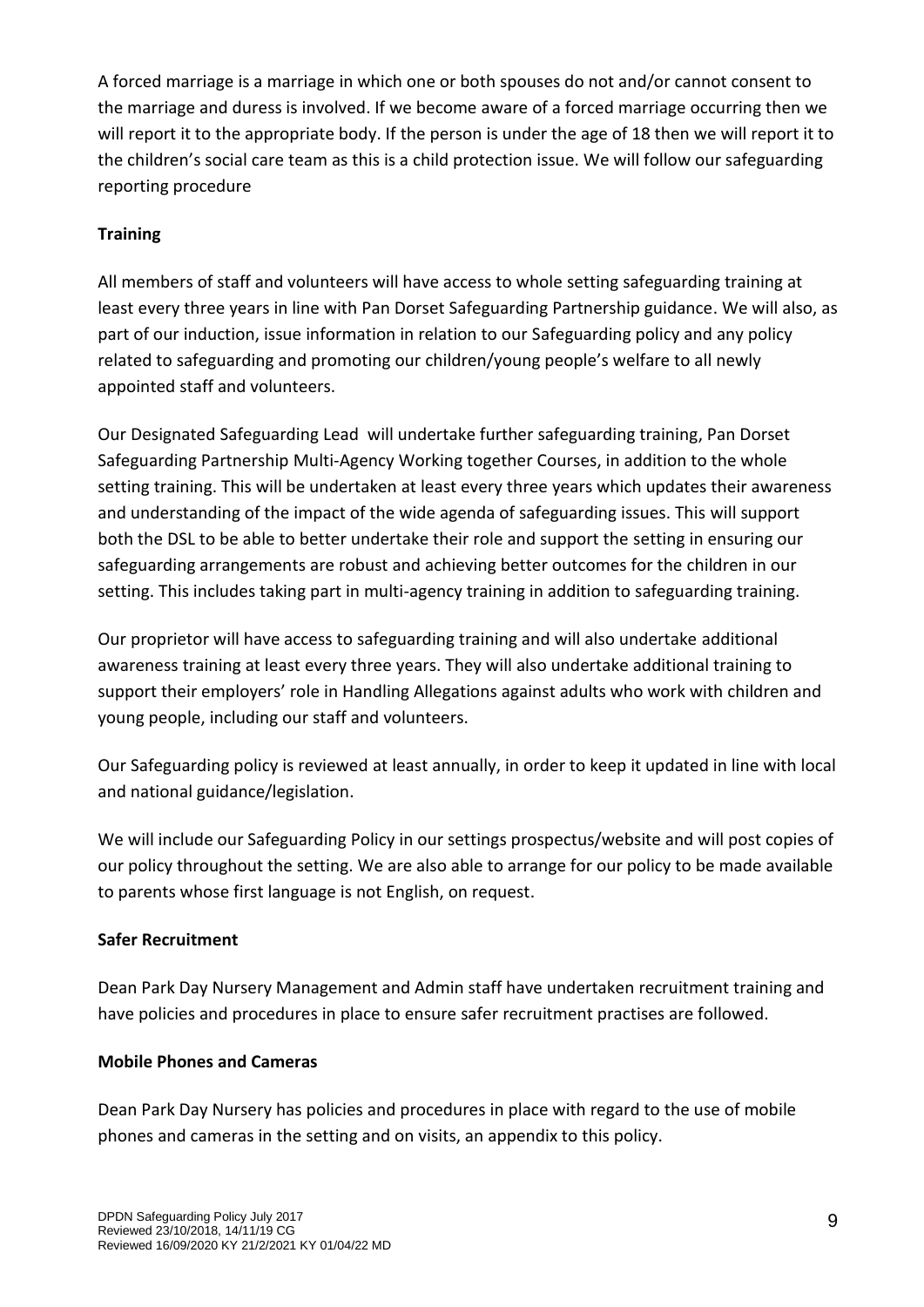A forced marriage is a marriage in which one or both spouses do not and/or cannot consent to the marriage and duress is involved. If we become aware of a forced marriage occurring then we will report it to the appropriate body. If the person is under the age of 18 then we will report it to the children's social care team as this is a child protection issue. We will follow our safeguarding reporting procedure

**Training**

All members of staff and volunteers will have access to whole setting safeguarding training at least every three years in line with Pan Dorset Safeguarding Partnership guidance. We will also, as part of our induction, issue information in relation to our Safeguarding policy and any policy related to safeguarding and promoting our children/young people's welfare to all newly appointed staff and volunteers.

Our Designated Safeguarding Lead will undertake further safeguarding training, Pan Dorset Safeguarding Partnership Multi-Agency Working together Courses, in addition to the whole setting training. This will be undertaken at least every three years which updates their awareness and understanding of the impact of the wide agenda of safeguarding issues. This will support both the DSL to be able to better undertake their role and support the setting in ensuring our safeguarding arrangements are robust and achieving better outcomes for the children in our setting. This includes taking part in multi-agency training in addition to safeguarding training.

Our proprietor will have access to safeguarding training and will also undertake additional awareness training at least every three years. They will also undertake additional training to support their employers' role in Handling Allegations against adults who work with children and young people, including our staff and volunteers.

Our Safeguarding policy is reviewed at least annually, in order to keep it updated in line with local and national guidance/legislation.

We will include our Safeguarding Policy in our settings prospectus/website and will post copies of our policy throughout the setting. We are also able to arrange for our policy to be made available to parents whose first language is not English, on request.

**Safer Recruitment**

Dean Park Day Nursery Management and Admin staff have undertaken recruitment training and have policies and procedures in place to ensure safer recruitment practises are followed.

**Mobile Phones and Cameras**

Dean Park Day Nursery has policies and procedures in place with regard to the use of mobile phones and cameras in the setting and on visits, an appendix to this policy.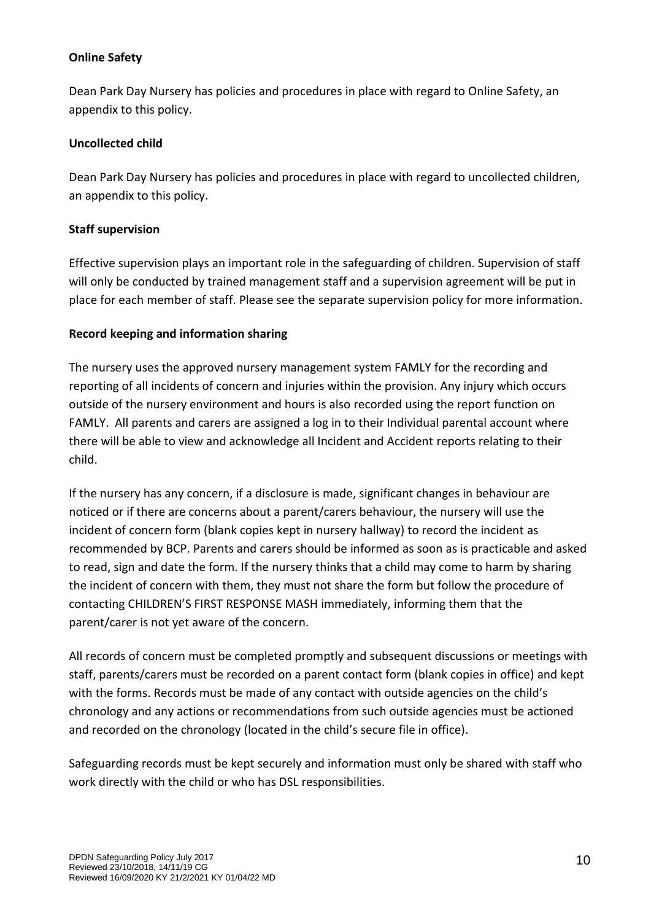**Online Safety**

Dean Park Day Nursery has policies and procedures in place with regard to Online Safety, an appendix to this policy.

**Uncollected child**

Dean Park Day Nursery has policies and procedures in place with regard to uncollected children, an appendix to this policy.

**Staff supervision**

Effective supervision plays an important role in the safeguarding of children. Supervision of staff will only be conducted by trained management staff and a supervision agreement will be put in place for each member of staff. Please see the separate supervision policy for more information.

**Record keeping and information sharing**

The nursery uses the approved nursery management system FAMLY for the recording and reporting of all incidents of concern and injuries within the provision. Any injury which occurs outside of the nursery environment and hours is also recorded using the report function on FAMLY. All parents and carers are assigned a log in to their Individual parental account where there will be able to view and acknowledge all Incident and Accident reports relating to their child.

If the nursery has any concern, if a disclosure is made, significant changes in behaviour are noticed or if there are concerns about a parent/carers behaviour, the nursery will use the incident of concern form (blank copies kept in nursery hallway) to record the incident as recommended by BCP. Parents and carers should be informed as soon as is practicable and asked to read, sign and date the form. If the nursery thinks that a child may come to harm by sharing the incident of concern with them, they must not share the form but follow the procedure of contacting CHILDREN'S FIRST RESPONSE MASH immediately, informing them that the parent/carer is not yet aware of the concern.

All records of concern must be completed promptly and subsequent discussions or meetings with staff, parents/carers must be recorded on a parent contact form (blank copies in office) and kept with the forms. Records must be made of any contact with outside agencies on the child's chronology and any actions or recommendations from such outside agencies must be actioned and recorded on the chronology (located in the child's secure file in office).

Safeguarding records must be kept securely and information must only be shared with staff who work directly with the child or who has DSL responsibilities.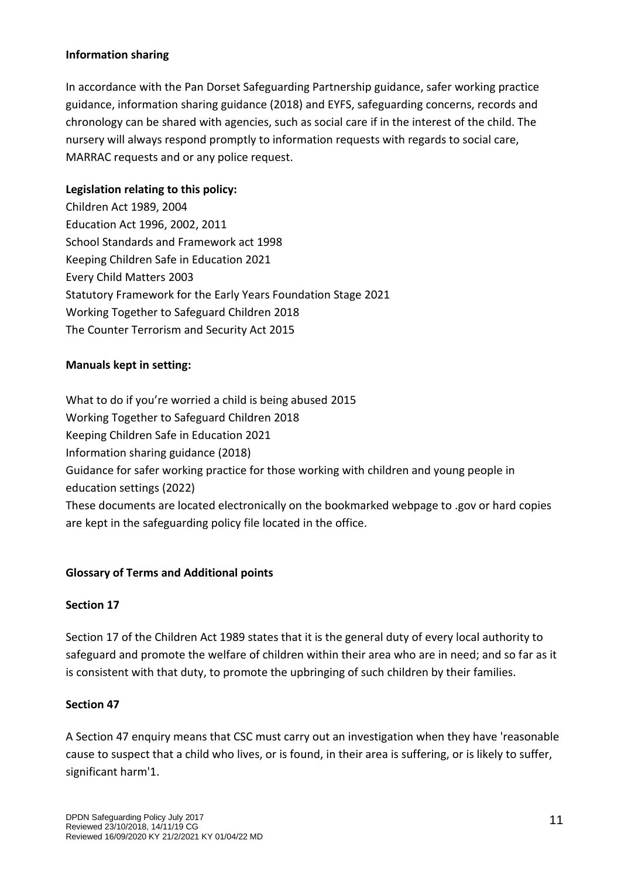**Information sharing**

In accordance with the Pan Dorset Safeguarding Partnership guidance, safer working practice guidance, information sharing guidance (2018) and EYFS, safeguarding concerns, records and chronology can be shared with agencies, such as social care if in the interest of the child. The nursery will always respond promptly to information requests with regards to social care, MARRAC requests and or any police request.

**Legislation relating to this policy:**

Children Act 1989, 2004
Education Act 1996, 2002, 2011
School Standards and Framework act 1998
Keeping Children Safe in Education 2021
Every Child Matters 2003
Statutory Framework for the Early Years Foundation Stage 2021
Working Together to Safeguard Children 2018
The Counter Terrorism and Security Act 2015

**Manuals kept in setting:**

What to do if you're worried a child is being abused 2015
Working Together to Safeguard Children 2018
Keeping Children Safe in Education 2021
Information sharing guidance (2018)
Guidance for safer working practice for those working with children and young people in education settings (2022)
These documents are located electronically on the bookmarked webpage to .gov or hard copies are kept in the safeguarding policy file located in the office.

**Glossary of Terms and Additional points**

**Section 17**

Section 17 of the Children Act 1989 states that it is the general duty of every local authority to safeguard and promote the welfare of children within their area who are in need; and so far as it is consistent with that duty, to promote the upbringing of such children by their families.

**Section 47**

A Section 47 enquiry means that CSC must carry out an investigation when they have 'reasonable cause to suspect that a child who lives, or is found, in their area is suffering, or is likely to suffer, significant harm'[1].

DPDN Safeguarding Policy July 2017
Reviewed 23/10/2018, 14/11/19 CG
Reviewed 16/09/2020 KY 21/2/2021 KY 01/04/22 MD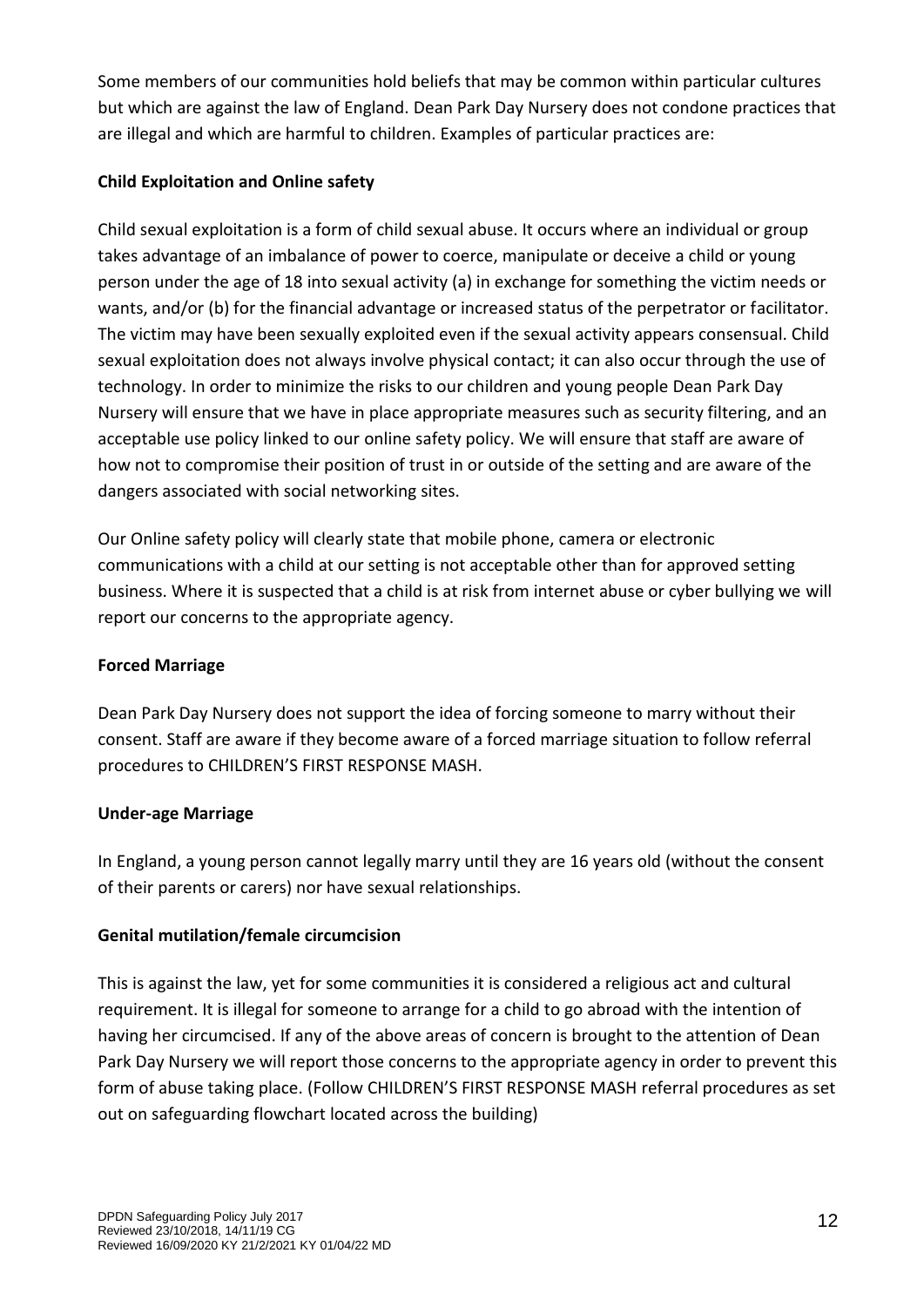Some members of our communities hold beliefs that may be common within particular cultures but which are against the law of England. Dean Park Day Nursery does not condone practices that are illegal and which are harmful to children. Examples of particular practices are:

**Child Exploitation and Online safety**

Child sexual exploitation is a form of child sexual abuse. It occurs where an individual or group takes advantage of an imbalance of power to coerce, manipulate or deceive a child or young person under the age of 18 into sexual activity (a) in exchange for something the victim needs or wants, and/or (b) for the financial advantage or increased status of the perpetrator or facilitator. The victim may have been sexually exploited even if the sexual activity appears consensual. Child sexual exploitation does not always involve physical contact; it can also occur through the use of technology. In order to minimize the risks to our children and young people Dean Park Day Nursery will ensure that we have in place appropriate measures such as security filtering, and an acceptable use policy linked to our online safety policy. We will ensure that staff are aware of how not to compromise their position of trust in or outside of the setting and are aware of the dangers associated with social networking sites.

Our Online safety policy will clearly state that mobile phone, camera or electronic communications with a child at our setting is not acceptable other than for approved setting business. Where it is suspected that a child is at risk from internet abuse or cyber bullying we will report our concerns to the appropriate agency.

**Forced Marriage**

Dean Park Day Nursery does not support the idea of forcing someone to marry without their consent. Staff are aware if they become aware of a forced marriage situation to follow referral procedures to CHILDREN'S FIRST RESPONSE MASH.

**Under-age Marriage**

In England, a young person cannot legally marry until they are 16 years old (without the consent of their parents or carers) nor have sexual relationships.

**Genital mutilation/female circumcision**

This is against the law, yet for some communities it is considered a religious act and cultural requirement. It is illegal for someone to arrange for a child to go abroad with the intention of having her circumcised. If any of the above areas of concern is brought to the attention of Dean Park Day Nursery we will report those concerns to the appropriate agency in order to prevent this form of abuse taking place. (Follow CHILDREN'S FIRST RESPONSE MASH referral procedures as set out on safeguarding flowchart located across the building)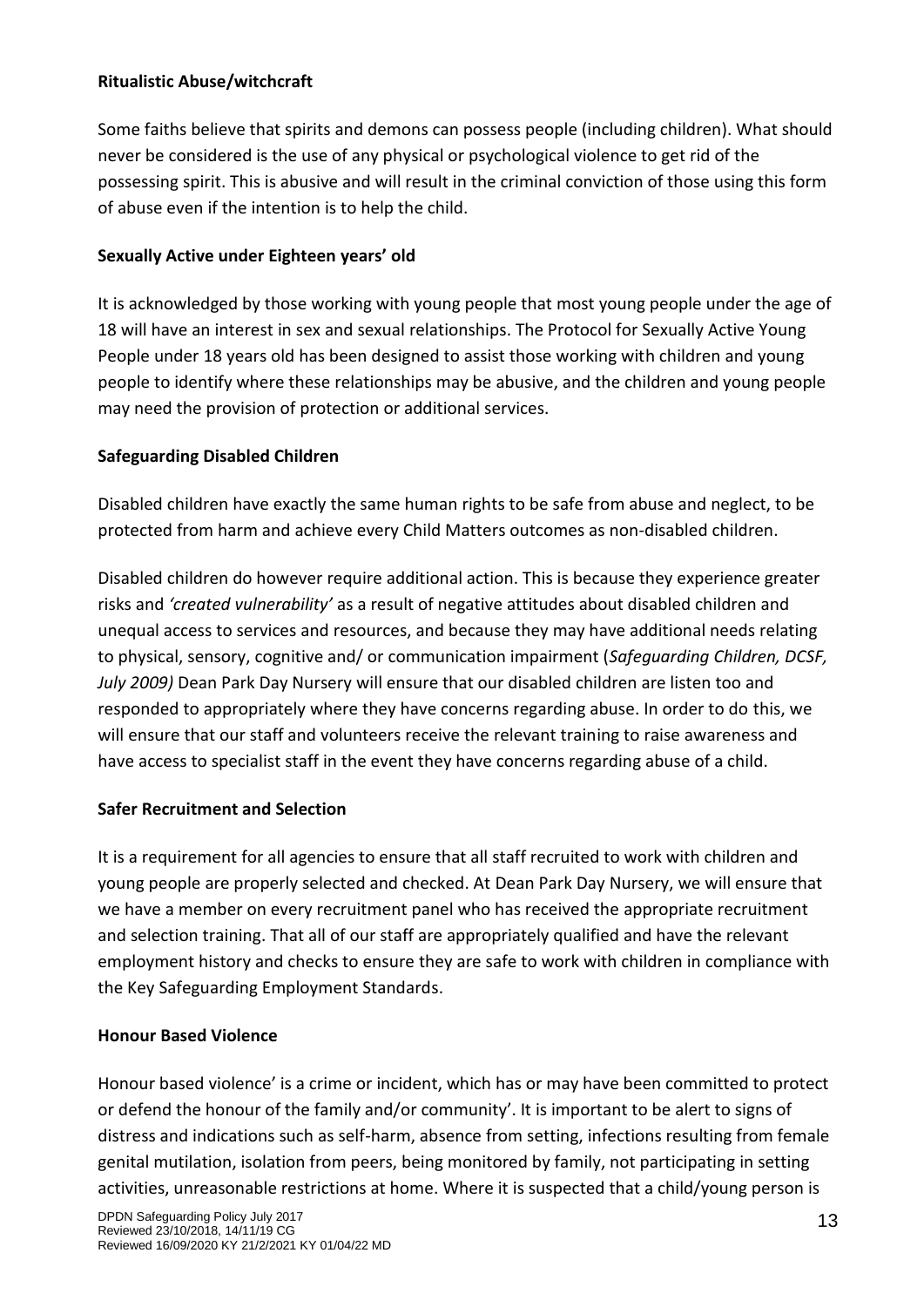**Ritualistic Abuse/witchcraft**

Some faiths believe that spirits and demons can possess people (including children). What should never be considered is the use of any physical or psychological violence to get rid of the possessing spirit. This is abusive and will result in the criminal conviction of those using this form of abuse even if the intention is to help the child.

**Sexually Active under Eighteen years' old**

It is acknowledged by those working with young people that most young people under the age of 18 will have an interest in sex and sexual relationships. The Protocol for Sexually Active Young People under 18 years old has been designed to assist those working with children and young people to identify where these relationships may be abusive, and the children and young people may need the provision of protection or additional services.

**Safeguarding Disabled Children**

Disabled children have exactly the same human rights to be safe from abuse and neglect, to be protected from harm and achieve every Child Matters outcomes as non-disabled children.

Disabled children do however require additional action. This is because they experience greater risks and *'created vulnerability'* as a result of negative attitudes about disabled children and unequal access to services and resources, and because they may have additional needs relating to physical, sensory, cognitive and/ or communication impairment (*Safeguarding Children, DCSF, July 2009)* Dean Park Day Nursery will ensure that our disabled children are listen too and responded to appropriately where they have concerns regarding abuse. In order to do this, we will ensure that our staff and volunteers receive the relevant training to raise awareness and have access to specialist staff in the event they have concerns regarding abuse of a child.

**Safer Recruitment and Selection**

It is a requirement for all agencies to ensure that all staff recruited to work with children and young people are properly selected and checked. At Dean Park Day Nursery, we will ensure that we have a member on every recruitment panel who has received the appropriate recruitment and selection training. That all of our staff are appropriately qualified and have the relevant employment history and checks to ensure they are safe to work with children in compliance with the Key Safeguarding Employment Standards.

**Honour Based Violence**

Honour based violence' is a crime or incident, which has or may have been committed to protect or defend the honour of the family and/or community'. It is important to be alert to signs of distress and indications such as self-harm, absence from setting, infections resulting from female genital mutilation, isolation from peers, being monitored by family, not participating in setting activities, unreasonable restrictions at home. Where it is suspected that a child/young person is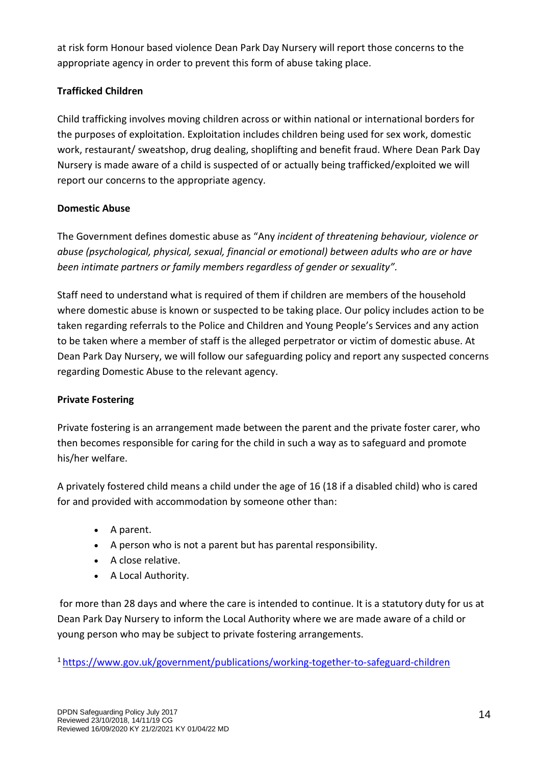at risk form Honour based violence Dean Park Day Nursery will report those concerns to the appropriate agency in order to prevent this form of abuse taking place.

**Trafficked Children**

Child trafficking involves moving children across or within national or international borders for the purposes of exploitation. Exploitation includes children being used for sex work, domestic work, restaurant/ sweatshop, drug dealing, shoplifting and benefit fraud. Where Dean Park Day Nursery is made aware of a child is suspected of or actually being trafficked/exploited we will report our concerns to the appropriate agency.

**Domestic Abuse**

The Government defines domestic abuse as "Any *incident of threatening behaviour, violence or abuse (psychological, physical, sexual, financial or emotional) between adults who are or have been intimate partners or family members regardless of gender or sexuality".*

Staff need to understand what is required of them if children are members of the household where domestic abuse is known or suspected to be taking place. Our policy includes action to be taken regarding referrals to the Police and Children and Young People's Services and any action to be taken where a member of staff is the alleged perpetrator or victim of domestic abuse. At Dean Park Day Nursery, we will follow our safeguarding policy and report any suspected concerns regarding Domestic Abuse to the relevant agency.

**Private Fostering**

Private fostering is an arrangement made between the parent and the private foster carer, who then becomes responsible for caring for the child in such a way as to safeguard and promote his/her welfare.

A privately fostered child means a child under the age of 16 (18 if a disabled child) who is cared for and provided with accommodation by someone other than:

- A parent.
- A person who is not a parent but has parental responsibility.
- A close relative.
- A Local Authority.

for more than 28 days and where the care is intended to continue. It is a statutory duty for us at Dean Park Day Nursery to inform the Local Authority where we are made aware of a child or young person who may be subject to private fostering arrangements.

[1] https://www.gov.uk/government/publications/working-together-to-safeguard-children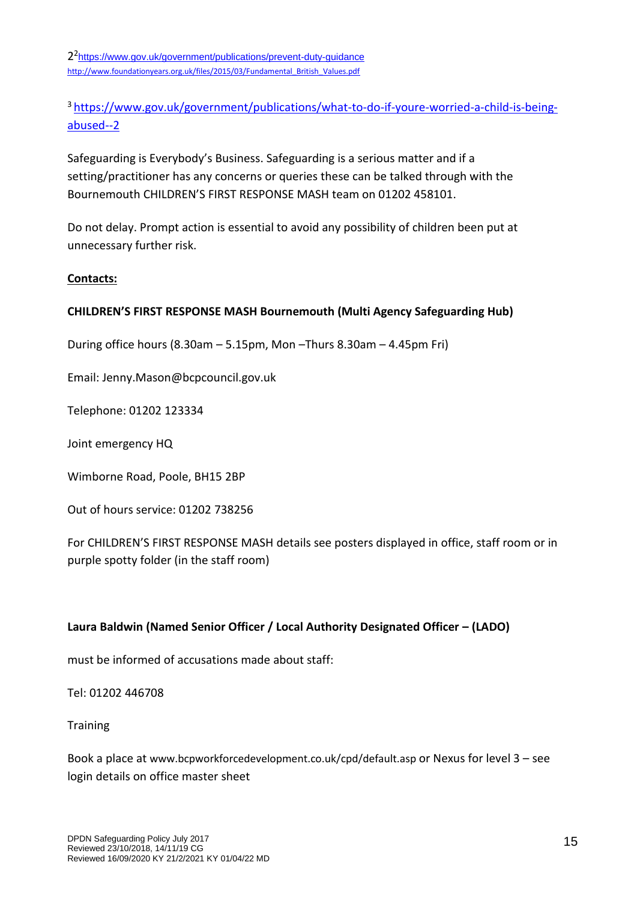[2][2] https://www.gov.uk/government/publications/prevent-duty-guidance
http://www.foundationyears.org.uk/files/2015/03/Fundamental_British_Values.pdf

[3] https://www.gov.uk/government/publications/what-to-do-if-youre-worried-a-child-is-being-abused--2

Safeguarding is Everybody's Business. Safeguarding is a serious matter and if a setting/practitioner has any concerns or queries these can be talked through with the Bournemouth CHILDREN'S FIRST RESPONSE MASH team on 01202 458101.

Do not delay. Prompt action is essential to avoid any possibility of children been put at unnecessary further risk.

**Contacts:**

**CHILDREN'S FIRST RESPONSE MASH Bournemouth (Multi Agency Safeguarding Hub)**

During office hours (8.30am – 5.15pm, Mon –Thurs 8.30am – 4.45pm Fri)

Email: Jenny.Mason@bcpcouncil.gov.uk

Telephone: 01202 123334

Joint emergency HQ

Wimborne Road, Poole, BH15 2BP

Out of hours service: 01202 738256

For CHILDREN'S FIRST RESPONSE MASH details see posters displayed in office, staff room or in purple spotty folder (in the staff room)

**Laura Baldwin (Named Senior Officer / Local Authority Designated Officer – (LADO)**

must be informed of accusations made about staff:

Tel: 01202 446708

Training

Book a place at www.bcpworkforcedevelopment.co.uk/cpd/default.asp or Nexus for level 3 – see login details on office master sheet

DPDN Safeguarding Policy July 2017
Reviewed 23/10/2018, 14/11/19 CG
Reviewed 16/09/2020 KY 21/2/2021 KY 01/04/22 MD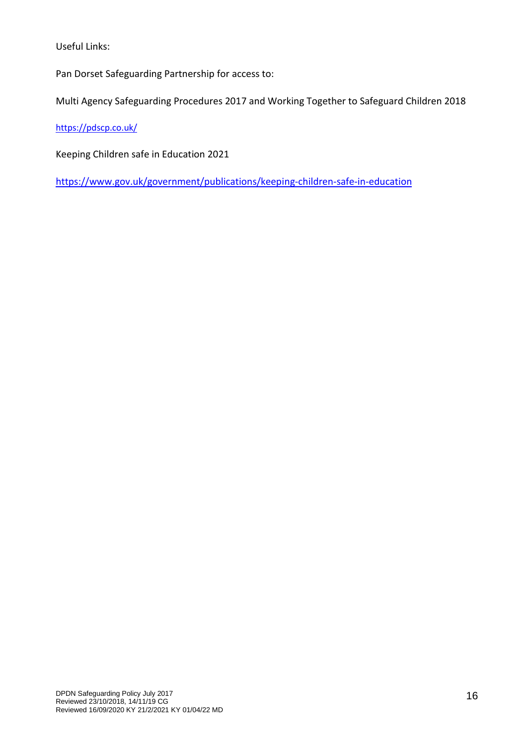Useful Links:

Pan Dorset Safeguarding Partnership for access to:

Multi Agency Safeguarding Procedures 2017 and Working Together to Safeguard Children 2018

https://pdscp.co.uk/

Keeping Children safe in Education 2021

https://www.gov.uk/government/publications/keeping-children-safe-in-education